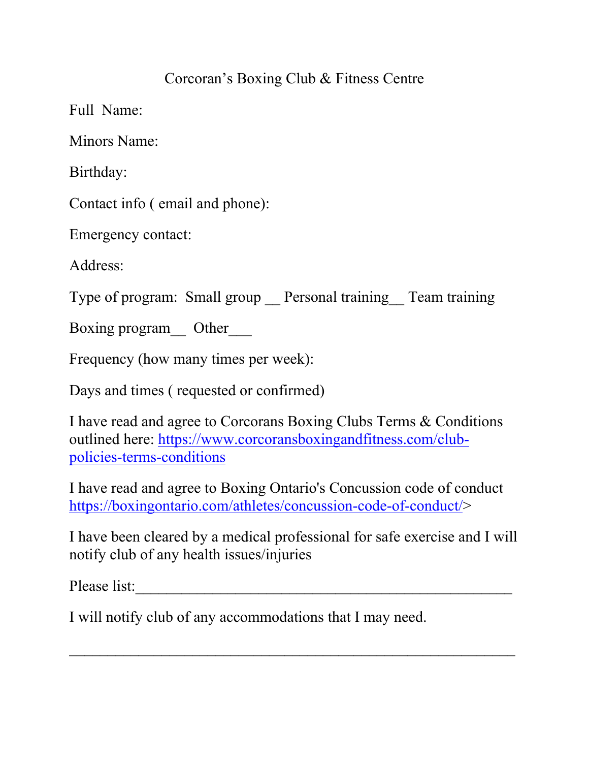Corcoran's Boxing Club & Fitness Centre

Full Name:

Minors Name:

Birthday:

Contact info ( email and phone):

Emergency contact:

Address:

Type of program: Small group __ Personal training__ Team training

Boxing program__ Other___

Frequency (how many times per week):

Days and times ( requested or confirmed)

I have read and agree to Corcorans Boxing Clubs Terms & Conditions outlined here: https://www.corcoransboxingandfitness.com/club-policies-terms-conditions

I have read and agree to Boxing Ontario's Concussion code of conduct https://boxingontario.com/athletes/concussion-code-of-conduct/>

I have been cleared by a medical professional for safe exercise and I will notify club of any health issues/injuries

Please list:_______________________________________________

I will notify club of any accommodations that I may need.

________________________________________________________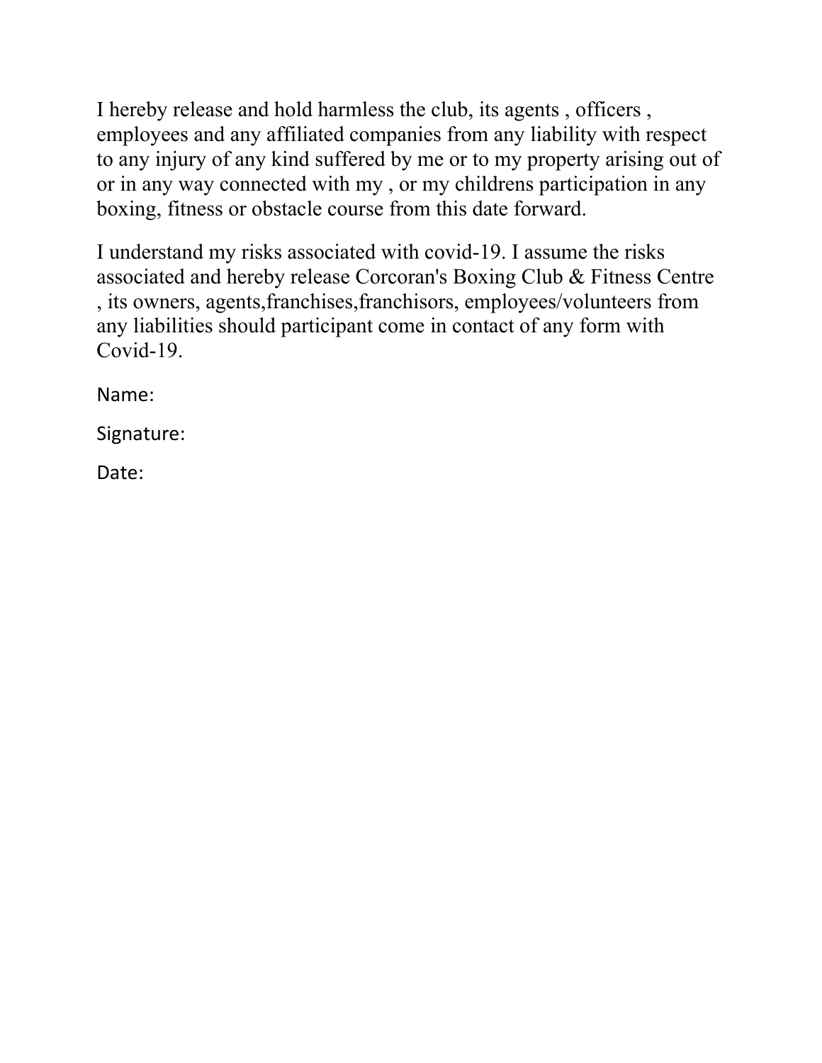I hereby release and hold harmless the club, its agents , officers , employees and any affiliated companies from any liability with respect to any injury of any kind suffered by me or to my property arising out of or in any way connected with my , or my childrens participation in any boxing, fitness or obstacle course from this date forward.

I understand my risks associated with covid-19. I assume the risks associated and hereby release Corcoran's Boxing Club & Fitness Centre , its owners, agents,franchises,franchisors, employees/volunteers from any liabilities should participant come in contact of any form with Covid-19.

Name:

Signature:

Date: